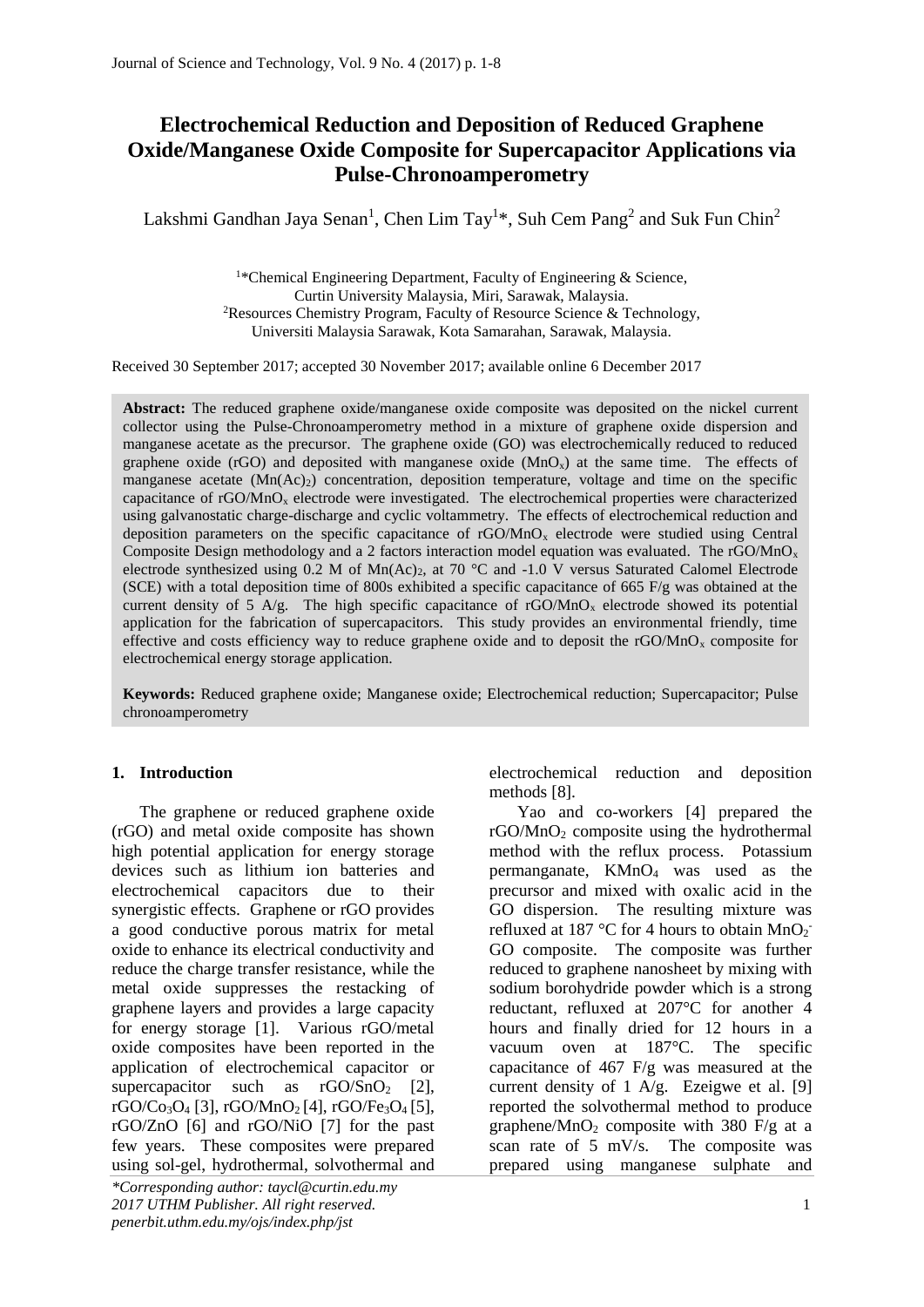# Electrochemical Reduction and Deposition of Reduced Graphene Oxide/Manganese Oxide Composite for Supercapacitor Applications via Pulse-Chronoamperometry

Lakshmi Gandhan Jaya Senan[1], Chen Lim Tay[1]*, Suh Cem Pang[2] and Suk Fun Chin[2]

[1]*Chemical Engineering Department, Faculty of Engineering & Science, Curtin University Malaysia, Miri, Sarawak, Malaysia.
[2]Resources Chemistry Program, Faculty of Resource Science & Technology, Universiti Malaysia Sarawak, Kota Samarahan, Sarawak, Malaysia.

Received 30 September 2017; accepted 30 November 2017; available online 6 December 2017

**Abstract:** The reduced graphene oxide/manganese oxide composite was deposited on the nickel current collector using the Pulse-Chronoamperometry method in a mixture of graphene oxide dispersion and manganese acetate as the precursor. The graphene oxide (GO) was electrochemically reduced to reduced graphene oxide (rGO) and deposited with manganese oxide ($MnO_x$) at the same time. The effects of manganese acetate ($Mn(Ac)_2$) concentration, deposition temperature, voltage and time on the specific capacitance of rGO/$MnO_x$ electrode were investigated. The electrochemical properties were characterized using galvanostatic charge-discharge and cyclic voltammetry. The effects of electrochemical reduction and deposition parameters on the specific capacitance of rGO/$MnO_x$ electrode were studied using Central Composite Design methodology and a 2 factors interaction model equation was evaluated. The rGO/$MnO_x$ electrode synthesized using 0.2 M of $Mn(Ac)_2$, at 70 °C and -1.0 V versus Saturated Calomel Electrode (SCE) with a total deposition time of 800s exhibited a specific capacitance of 665 F/g was obtained at the current density of 5 A/g. The high specific capacitance of rGO/$MnO_x$ electrode showed its potential application for the fabrication of supercapacitors. This study provides an environmental friendly, time effective and costs efficiency way to reduce graphene oxide and to deposit the rGO/$MnO_x$ composite for electrochemical energy storage application.

**Keywords:** Reduced graphene oxide; Manganese oxide; Electrochemical reduction; Supercapacitor; Pulse chronoamperometry

## 1. Introduction

The graphene or reduced graphene oxide (rGO) and metal oxide composite has shown high potential application for energy storage devices such as lithium ion batteries and electrochemical capacitors due to their synergistic effects. Graphene or rGO provides a good conductive porous matrix for metal oxide to enhance its electrical conductivity and reduce the charge transfer resistance, while the metal oxide suppresses the restacking of graphene layers and provides a large capacity for energy storage [1]. Various rGO/metal oxide composites have been reported in the application of electrochemical capacitor or supercapacitor such as rGO/$SnO_2$ [2], rGO/$Co_3O_4$ [3], rGO/$MnO_2$ [4], rGO/$Fe_3O_4$ [5], rGO/ZnO [6] and rGO/NiO [7] for the past few years. These composites were prepared using sol-gel, hydrothermal, solvothermal and electrochemical reduction and deposition methods [8].

Yao and co-workers [4] prepared the rGO/$MnO_2$ composite using the hydrothermal method with the reflux process. Potassium permanganate, $KMnO_4$ was used as the precursor and mixed with oxalic acid in the GO dispersion. The resulting mixture was refluxed at 187 °C for 4 hours to obtain $MnO_2$-GO composite. The composite was further reduced to graphene nanosheet by mixing with sodium borohydride powder which is a strong reductant, refluxed at 207°C for another 4 hours and finally dried for 12 hours in a vacuum oven at 187°C. The specific capacitance of 467 F/g was measured at the current density of 1 A/g. Ezeigwe et al. [9] reported the solvothermal method to produce graphene/$MnO_2$ composite with 380 F/g at a scan rate of 5 mV/s. The composite was prepared using manganese sulphate and

*Corresponding author: taycl@curtin.edu.my
2017 UTHM Publisher. All right reserved.
penerbit.uthm.edu.my/ojs/index.php/jst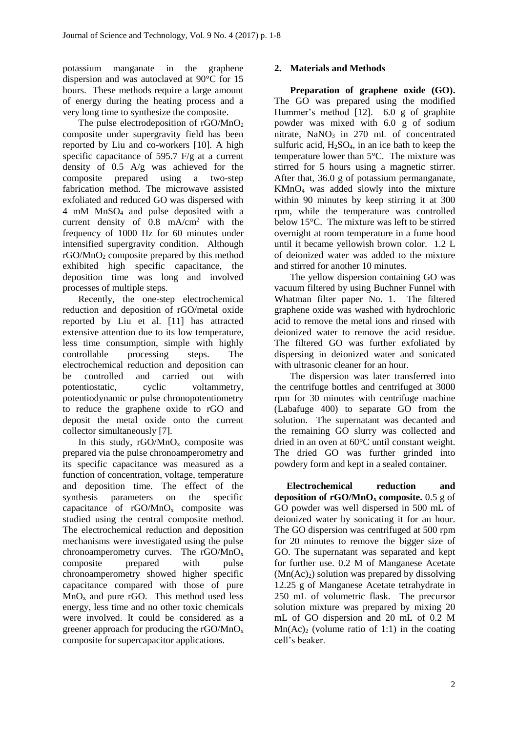potassium manganate in the graphene dispersion and was autoclaved at 90°C for 15 hours. These methods require a large amount of energy during the heating process and a very long time to synthesize the composite.

The pulse electrodeposition of rGO/$MnO_2$ composite under supergravity field has been reported by Liu and co-workers [10]. A high specific capacitance of 595.7 F/g at a current density of 0.5 A/g was achieved for the composite prepared using a two-step fabrication method. The microwave assisted exfoliated and reduced GO was dispersed with 4 mM $MnSO_4$ and pulse deposited with a current density of 0.8 mA/cm$^2$ with the frequency of 1000 Hz for 60 minutes under intensified supergravity condition. Although rGO/$MnO_2$ composite prepared by this method exhibited high specific capacitance, the deposition time was long and involved processes of multiple steps.

Recently, the one-step electrochemical reduction and deposition of rGO/metal oxide reported by Liu et al. [11] has attracted extensive attention due to its low temperature, less time consumption, simple with highly controllable processing steps. The electrochemical reduction and deposition can be controlled and carried out with potentiostatic, cyclic voltammetry, potentiodynamic or pulse chronopotentiometry to reduce the graphene oxide to rGO and deposit the metal oxide onto the current collector simultaneously [7].

In this study, rGO/$MnO_x$ composite was prepared via the pulse chronoamperometry and its specific capacitance was measured as a function of concentration, voltage, temperature and deposition time. The effect of the synthesis parameters on the specific capacitance of rGO/$MnO_x$ composite was studied using the central composite method. The electrochemical reduction and deposition mechanisms were investigated using the pulse chronoamperometry curves. The rGO/$MnO_x$ composite prepared with pulse chronoamperometry showed higher specific capacitance compared with those of pure $MnO_x$ and pure rGO. This method used less energy, less time and no other toxic chemicals were involved. It could be considered as a greener approach for producing the rGO/$MnO_x$ composite for supercapacitor applications.

## 2. Materials and Methods

**Preparation of graphene oxide (GO).** The GO was prepared using the modified Hummer's method [12]. 6.0 g of graphite powder was mixed with 6.0 g of sodium nitrate, $NaNO_3$ in 270 mL of concentrated sulfuric acid, $H_2SO_4$, in an ice bath to keep the temperature lower than 5°C. The mixture was stirred for 5 hours using a magnetic stirrer. After that, 36.0 g of potassium permanganate, $KMnO_4$ was added slowly into the mixture within 90 minutes by keep stirring it at 300 rpm, while the temperature was controlled below 15°C. The mixture was left to be stirred overnight at room temperature in a fume hood until it became yellowish brown color. 1.2 L of deionized water was added to the mixture and stirred for another 10 minutes.

The yellow dispersion containing GO was vacuum filtered by using Buchner Funnel with Whatman filter paper No. 1. The filtered graphene oxide was washed with hydrochloric acid to remove the metal ions and rinsed with deionized water to remove the acid residue. The filtered GO was further exfoliated by dispersing in deionized water and sonicated with ultrasonic cleaner for an hour.

The dispersion was later transferred into the centrifuge bottles and centrifuged at 3000 rpm for 30 minutes with centrifuge machine (Labafuge 400) to separate GO from the solution. The supernatant was decanted and the remaining GO slurry was collected and dried in an oven at 60°C until constant weight. The dried GO was further grinded into powdery form and kept in a sealed container.

**Electrochemical reduction and deposition of rGO/$MnO_x$ composite.** 0.5 g of GO powder was well dispersed in 500 mL of deionized water by sonicating it for an hour. The GO dispersion was centrifuged at 500 rpm for 20 minutes to remove the bigger size of GO. The supernatant was separated and kept for further use. 0.2 M of Manganese Acetate ($Mn(Ac)_2$) solution was prepared by dissolving 12.25 g of Manganese Acetate tetrahydrate in 250 mL of volumetric flask. The precursor solution mixture was prepared by mixing 20 mL of GO dispersion and 20 mL of 0.2 M $Mn(Ac)_2$ (volume ratio of 1:1) in the coating cell's beaker.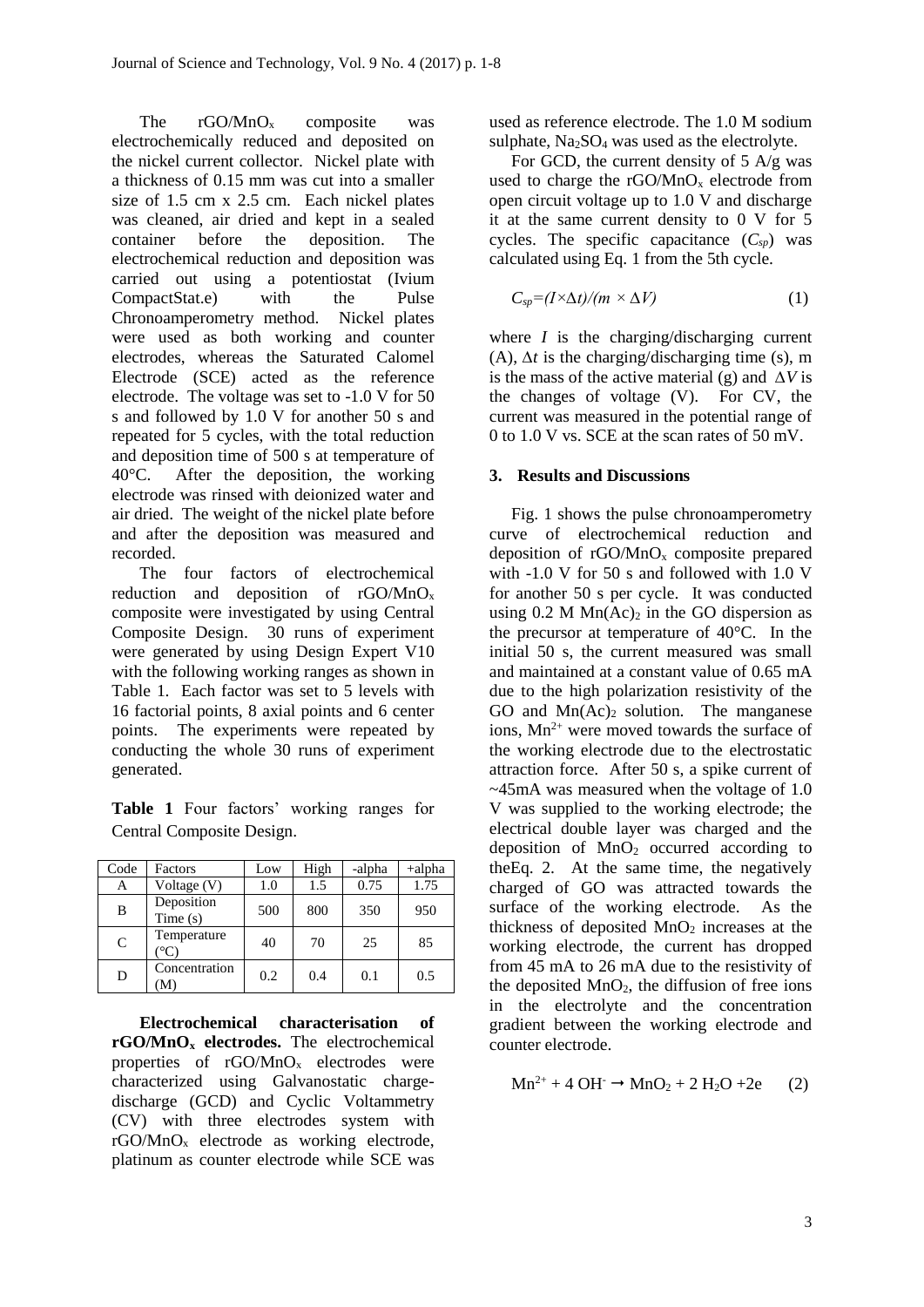The $rGO/MnO_x$ composite was electrochemically reduced and deposited on the nickel current collector. Nickel plate with a thickness of 0.15 mm was cut into a smaller size of 1.5 cm x 2.5 cm. Each nickel plates was cleaned, air dried and kept in a sealed container before the deposition. The electrochemical reduction and deposition was carried out using a potentiostat (Ivium CompactStat.e) with the Pulse Chronoamperometry method. Nickel plates were used as both working and counter electrodes, whereas the Saturated Calomel Electrode (SCE) acted as the reference electrode. The voltage was set to -1.0 V for 50 s and followed by 1.0 V for another 50 s and repeated for 5 cycles, with the total reduction and deposition time of 500 s at temperature of 40°C. After the deposition, the working electrode was rinsed with deionized water and air dried. The weight of the nickel plate before and after the deposition was measured and recorded.

The four factors of electrochemical reduction and deposition of $rGO/MnO_x$ composite were investigated by using Central Composite Design. 30 runs of experiment were generated by using Design Expert V10 with the following working ranges as shown in Table 1. Each factor was set to 5 levels with 16 factorial points, 8 axial points and 6 center points. The experiments were repeated by conducting the whole 30 runs of experiment generated.

**Table 1** Four factors' working ranges for Central Composite Design.

| Code | Factors | Low | High | -alpha | +alpha |
|---|---|---|---|---|---|
| A | Voltage (V) | 1.0 | 1.5 | 0.75 | 1.75 |
| B | Deposition Time (s) | 500 | 800 | 350 | 950 |
| C | Temperature (°C) | 40 | 70 | 25 | 85 |
| D | Concentration (M) | 0.2 | 0.4 | 0.1 | 0.5 |

**Electrochemical characterisation of $rGO/MnO_x$ electrodes.** The electrochemical properties of $rGO/MnO_x$ electrodes were characterized using Galvanostatic charge-discharge (GCD) and Cyclic Voltammetry (CV) with three electrodes system with $rGO/MnO_x$ electrode as working electrode, platinum as counter electrode while SCE was used as reference electrode. The 1.0 M sodium sulphate, $Na_2SO_4$ was used as the electrolyte.

For GCD, the current density of 5 A/g was used to charge the $rGO/MnO_x$ electrode from open circuit voltage up to 1.0 V and discharge it at the same current density to 0 V for 5 cycles. The specific capacitance ($C_{sp}$) was calculated using Eq. 1 from the 5th cycle.

$$C_{sp}=(I\times\Delta t)/(m \times \Delta V) \qquad (1)$$

where $I$ is the charging/discharging current (A), $\Delta t$ is the charging/discharging time (s), m is the mass of the active material (g) and $\Delta V$ is the changes of voltage (V). For CV, the current was measured in the potential range of 0 to 1.0 V vs. SCE at the scan rates of 50 mV.

## 3. Results and Discussions

Fig. 1 shows the pulse chronoamperometry curve of electrochemical reduction and deposition of $rGO/MnO_x$ composite prepared with -1.0 V for 50 s and followed with 1.0 V for another 50 s per cycle. It was conducted using 0.2 M $Mn(Ac)_2$ in the GO dispersion as the precursor at temperature of 40°C. In the initial 50 s, the current measured was small and maintained at a constant value of 0.65 mA due to the high polarization resistivity of the GO and $Mn(Ac)_2$ solution. The manganese ions, $Mn^{2+}$ were moved towards the surface of the working electrode due to the electrostatic attraction force. After 50 s, a spike current of ~45mA was measured when the voltage of 1.0 V was supplied to the working electrode; the electrical double layer was charged and the deposition of $MnO_2$ occurred according to theEq. 2. At the same time, the negatively charged of GO was attracted towards the surface of the working electrode. As the thickness of deposited $MnO_2$ increases at the working electrode, the current has dropped from 45 mA to 26 mA due to the resistivity of the deposited $MnO_2$, the diffusion of free ions in the electrolyte and the concentration gradient between the working electrode and counter electrode.

$$Mn^{2+} + 4\ OH^- \rightarrow MnO_2 + 2\ H_2O + 2e \qquad (2)$$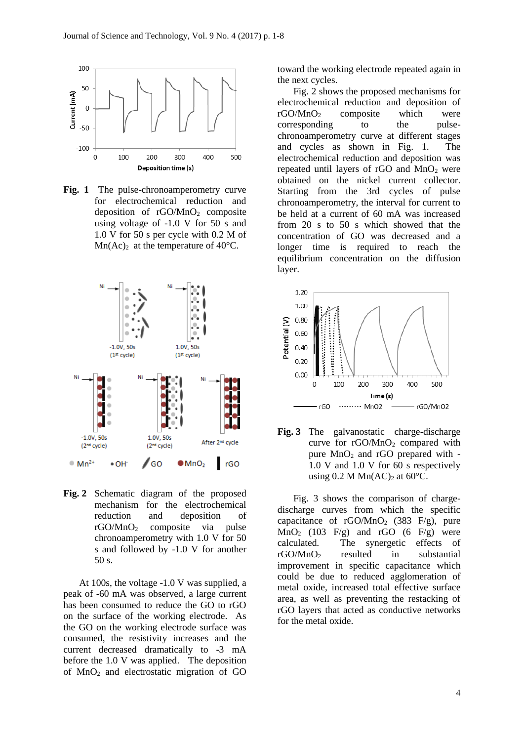**Fig. 1** The pulse-chronoamperometry curve for electrochemical reduction and deposition of rGO/$MnO_2$ composite using voltage of -1.0 V for 50 s and 1.0 V for 50 s per cycle with 0.2 M of $Mn(Ac)_2$ at the temperature of 40°C.

**Fig. 2** Schematic diagram of the proposed mechanism for the electrochemical reduction and deposition of rGO/$MnO_2$ composite via pulse chronoamperometry with 1.0 V for 50 s and followed by -1.0 V for another 50 s.

At 100s, the voltage -1.0 V was supplied, a peak of -60 mA was observed, a large current has been consumed to reduce the GO to rGO on the surface of the working electrode. As the GO on the working electrode surface was consumed, the resistivity increases and the current decreased dramatically to -3 mA before the 1.0 V was applied. The deposition of $MnO_2$ and electrostatic migration of GO toward the working electrode repeated again in the next cycles.

Fig. 2 shows the proposed mechanisms for electrochemical reduction and deposition of rGO/$MnO_2$ composite which were corresponding to the pulse-chronoamperometry curve at different stages and cycles as shown in Fig. 1. The electrochemical reduction and deposition was repeated until layers of rGO and $MnO_2$ were obtained on the nickel current collector. Starting from the 3rd cycles of pulse chronoamperometry, the interval for current to be held at a current of 60 mA was increased from 20 s to 50 s which showed that the concentration of GO was decreased and a longer time is required to reach the equilibrium concentration on the diffusion layer.

**Fig. 3** The galvanostatic charge-discharge curve for rGO/$MnO_2$ compared with pure $MnO_2$ and rGO prepared with -1.0 V and 1.0 V for 60 s respectively using 0.2 M $Mn(AC)_2$ at 60°C.

Fig. 3 shows the comparison of charge-discharge curves from which the specific capacitance of rGO/$MnO_2$ (383 F/g), pure $MnO_2$ (103 F/g) and rGO (6 F/g) were calculated. The synergetic effects of rGO/$MnO_2$ resulted in substantial improvement in specific capacitance which could be due to reduced agglomeration of metal oxide, increased total effective surface area, as well as preventing the restacking of rGO layers that acted as conductive networks for the metal oxide.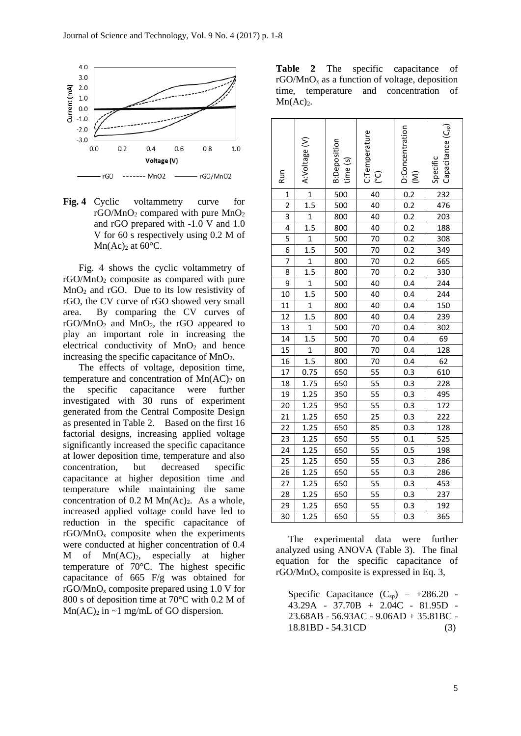**Fig. 4** Cyclic voltammetry curve for $rGO/MnO_2$ compared with pure $MnO_2$ and rGO prepared with -1.0 V and 1.0 V for 60 s respectively using 0.2 M of $Mn(Ac)_2$ at 60°C.

Fig. 4 shows the cyclic voltammetry of $rGO/MnO_2$ composite as compared with pure $MnO_2$ and rGO. Due to its low resistivity of rGO, the CV curve of rGO showed very small area. By comparing the CV curves of $rGO/MnO_2$ and $MnO_2$, the rGO appeared to play an important role in increasing the electrical conductivity of $MnO_2$ and hence increasing the specific capacitance of $MnO_2$.

The effects of voltage, deposition time, temperature and concentration of $Mn(AC)_2$ on the specific capacitance were further investigated with 30 runs of experiment generated from the Central Composite Design as presented in Table 2. Based on the first 16 factorial designs, increasing applied voltage significantly increased the specific capacitance at lower deposition time, temperature and also concentration, but decreased specific capacitance at higher deposition time and temperature while maintaining the same concentration of 0.2 M $Mn(Ac)_2$. As a whole, increased applied voltage could have led to reduction in the specific capacitance of $rGO/MnO_x$ composite when the experiments were conducted at higher concentration of 0.4 M of $Mn(AC)_2$, especially at higher temperature of 70°C. The highest specific capacitance of 665 F/g was obtained for $rGO/MnO_x$ composite prepared using 1.0 V for 800 s of deposition time at 70°C with 0.2 M of $Mn(AC)_2$ in ~1 mg/mL of GO dispersion.

**Table 2** The specific capacitance of $rGO/MnO_x$ as a function of voltage, deposition time, temperature and concentration of $Mn(Ac)_2$.

| Run | A:Voltage (V) | B:Deposition time (s) | C:Temperature (°C) | D:Concentration (M) | Specific Capacitance ($C_{sp}$) |
|---|---|---|---|---|---|
| 1 | 1 | 500 | 40 | 0.2 | 232 |
| 2 | 1.5 | 500 | 40 | 0.2 | 476 |
| 3 | 1 | 800 | 40 | 0.2 | 203 |
| 4 | 1.5 | 800 | 40 | 0.2 | 188 |
| 5 | 1 | 500 | 70 | 0.2 | 308 |
| 6 | 1.5 | 500 | 70 | 0.2 | 349 |
| 7 | 1 | 800 | 70 | 0.2 | 665 |
| 8 | 1.5 | 800 | 70 | 0.2 | 330 |
| 9 | 1 | 500 | 40 | 0.4 | 244 |
| 10 | 1.5 | 500 | 40 | 0.4 | 244 |
| 11 | 1 | 800 | 40 | 0.4 | 150 |
| 12 | 1.5 | 800 | 40 | 0.4 | 239 |
| 13 | 1 | 500 | 70 | 0.4 | 302 |
| 14 | 1.5 | 500 | 70 | 0.4 | 69 |
| 15 | 1 | 800 | 70 | 0.4 | 128 |
| 16 | 1.5 | 800 | 70 | 0.4 | 62 |
| 17 | 0.75 | 650 | 55 | 0.3 | 610 |
| 18 | 1.75 | 650 | 55 | 0.3 | 228 |
| 19 | 1.25 | 350 | 55 | 0.3 | 495 |
| 20 | 1.25 | 950 | 55 | 0.3 | 172 |
| 21 | 1.25 | 650 | 25 | 0.3 | 222 |
| 22 | 1.25 | 650 | 85 | 0.3 | 128 |
| 23 | 1.25 | 650 | 55 | 0.1 | 525 |
| 24 | 1.25 | 650 | 55 | 0.5 | 198 |
| 25 | 1.25 | 650 | 55 | 0.3 | 286 |
| 26 | 1.25 | 650 | 55 | 0.3 | 286 |
| 27 | 1.25 | 650 | 55 | 0.3 | 453 |
| 28 | 1.25 | 650 | 55 | 0.3 | 237 |
| 29 | 1.25 | 650 | 55 | 0.3 | 192 |
| 30 | 1.25 | 650 | 55 | 0.3 | 365 |

The experimental data were further analyzed using ANOVA (Table 3). The final equation for the specific capacitance of $rGO/MnO_x$ composite is expressed in Eq. 3,

$$\text{Specific Capacitance } (C_{sp}) = +286.20 - 43.29A - 37.70B + 2.04C - 81.95D - 23.68AB - 56.93AC - 9.06AD + 35.81BC - 18.81BD - 54.31CD \quad (3)$$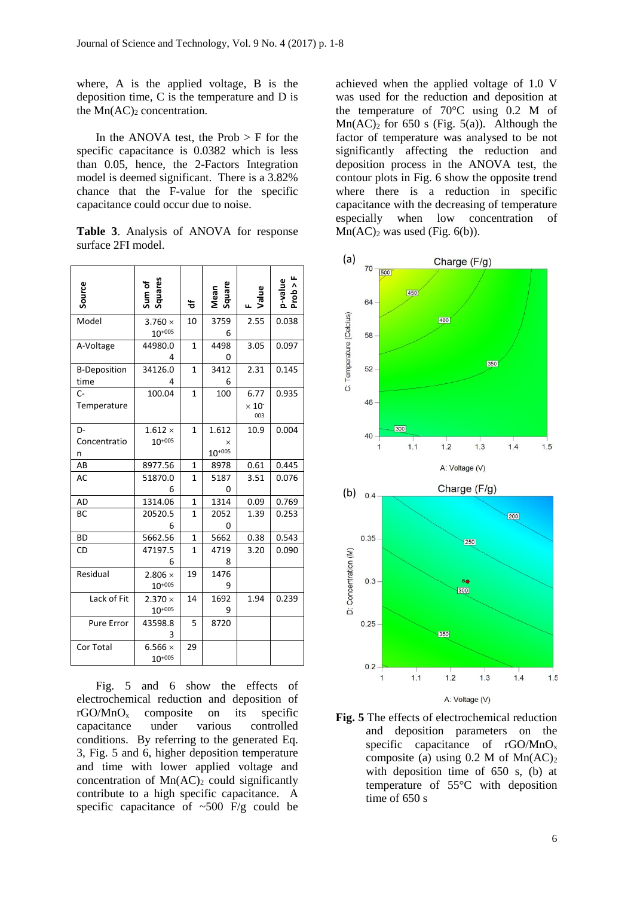where, A is the applied voltage, B is the deposition time, C is the temperature and D is the $Mn(AC)_2$ concentration.

In the ANOVA test, the Prob > F for the specific capacitance is 0.0382 which is less than 0.05, hence, the 2-Factors Integration model is deemed significant. There is a 3.82% chance that the F-value for the specific capacitance could occur due to noise.

**Table 3**. Analysis of ANOVA for response surface 2FI model.

| Source | Sum of Squares | df | Mean Square | F Value | p-value Prob > F |
|---|---|---|---|---|---|
| Model | $3.760 \times 10^{+005}$ | 10 | 37596 | 2.55 | 0.038 |
| A-Voltage | 44980.04 | 1 | 44980 | 3.05 | 0.097 |
| B-Deposition time | 34126.04 | 1 | 34126 | 2.31 | 0.145 |
| C-Temperature | 100.04 | 1 | 100 | $6.77 \times 10^{-003}$ | 0.935 |
| D-Concentration | $1.612 \times 10^{+005}$ | 1 | $1.612 \times 10^{+005}$ | 10.9 | 0.004 |
| AB | 8977.56 | 1 | 8978 | 0.61 | 0.445 |
| AC | 51870.06 | 1 | 51870 | 3.51 | 0.076 |
| AD | 1314.06 | 1 | 1314 | 0.09 | 0.769 |
| BC | 20520.56 | 1 | 20520 | 1.39 | 0.253 |
| BD | 5662.56 | 1 | 5662 | 0.38 | 0.543 |
| CD | 47197.56 | 1 | 47198 | 3.20 | 0.090 |
| Residual | $2.806 \times 10^{+005}$ | 19 | 14769 | | |
| Lack of Fit | $2.370 \times 10^{+005}$ | 14 | 16929 | 1.94 | 0.239 |
| Pure Error | 43598.83 | 5 | 8720 | | |
| Cor Total | $6.566 \times 10^{+005}$ | 29 | | | |

Fig. 5 and 6 show the effects of electrochemical reduction and deposition of $rGO/MnO_x$ composite on its specific capacitance under various controlled conditions. By referring to the generated Eq. 3, Fig. 5 and 6, higher deposition temperature and time with lower applied voltage and concentration of $Mn(AC)_2$ could significantly contribute to a high specific capacitance. A specific capacitance of ~500 F/g could be achieved when the applied voltage of 1.0 V was used for the reduction and deposition at the temperature of 70°C using 0.2 M of $Mn(AC)_2$ for 650 s (Fig. 5(a)). Although the factor of temperature was analysed to be not significantly affecting the reduction and deposition process in the ANOVA test, the contour plots in Fig. 6 show the opposite trend where there is a reduction in specific capacitance with the decreasing of temperature especially when low concentration of $Mn(AC)_2$ was used (Fig. 6(b)).

**Fig. 5** The effects of electrochemical reduction and deposition parameters on the specific capacitance of $rGO/MnO_x$ composite (a) using 0.2 M of $Mn(AC)_2$ with deposition time of 650 s, (b) at temperature of 55°C with deposition time of 650 s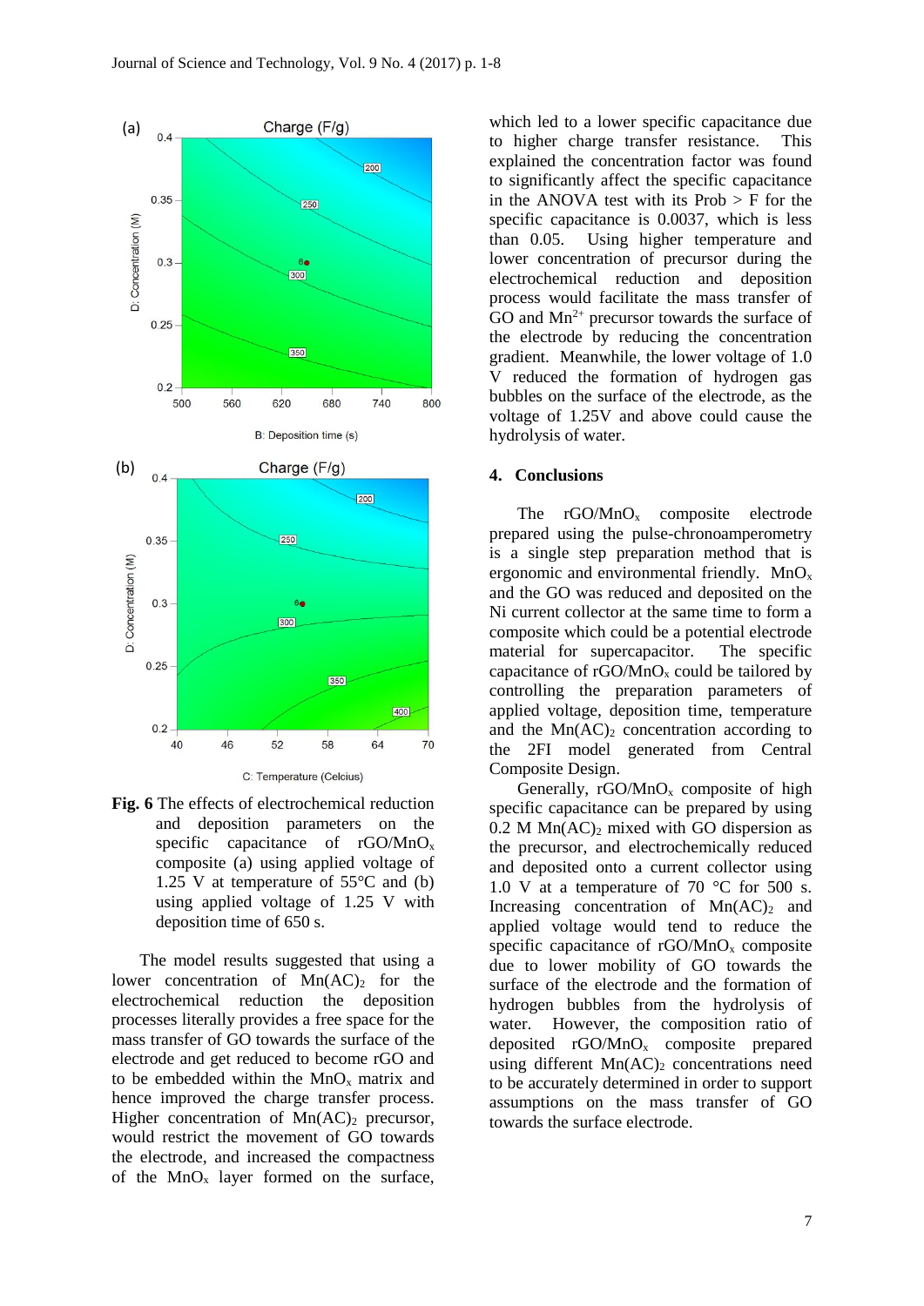**Fig. 6** The effects of electrochemical reduction and deposition parameters on the specific capacitance of rGO/$MnO_x$ composite (a) using applied voltage of 1.25 V at temperature of 55°C and (b) using applied voltage of 1.25 V with deposition time of 650 s.

The model results suggested that using a lower concentration of $Mn(AC)_2$ for the electrochemical reduction the deposition processes literally provides a free space for the mass transfer of GO towards the surface of the electrode and get reduced to become rGO and to be embedded within the $MnO_x$ matrix and hence improved the charge transfer process. Higher concentration of $Mn(AC)_2$ precursor, would restrict the movement of GO towards the electrode, and increased the compactness of the $MnO_x$ layer formed on the surface, which led to a lower specific capacitance due to higher charge transfer resistance. This explained the concentration factor was found to significantly affect the specific capacitance in the ANOVA test with its Prob > F for the specific capacitance is 0.0037, which is less than 0.05. Using higher temperature and lower concentration of precursor during the electrochemical reduction and deposition process would facilitate the mass transfer of GO and $Mn^{2+}$ precursor towards the surface of the electrode by reducing the concentration gradient. Meanwhile, the lower voltage of 1.0 V reduced the formation of hydrogen gas bubbles on the surface of the electrode, as the voltage of 1.25V and above could cause the hydrolysis of water.

## 4. Conclusions

The rGO/$MnO_x$ composite electrode prepared using the pulse-chronoamperometry is a single step preparation method that is ergonomic and environmental friendly. $MnO_x$ and the GO was reduced and deposited on the Ni current collector at the same time to form a composite which could be a potential electrode material for supercapacitor. The specific capacitance of rGO/$MnO_x$ could be tailored by controlling the preparation parameters of applied voltage, deposition time, temperature and the $Mn(AC)_2$ concentration according to the 2FI model generated from Central Composite Design.

Generally, rGO/$MnO_x$ composite of high specific capacitance can be prepared by using 0.2 M $Mn(AC)_2$ mixed with GO dispersion as the precursor, and electrochemically reduced and deposited onto a current collector using 1.0 V at a temperature of 70 °C for 500 s. Increasing concentration of $Mn(AC)_2$ and applied voltage would tend to reduce the specific capacitance of rGO/$MnO_x$ composite due to lower mobility of GO towards the surface of the electrode and the formation of hydrogen bubbles from the hydrolysis of water. However, the composition ratio of deposited rGO/$MnO_x$ composite prepared using different $Mn(AC)_2$ concentrations need to be accurately determined in order to support assumptions on the mass transfer of GO towards the surface electrode.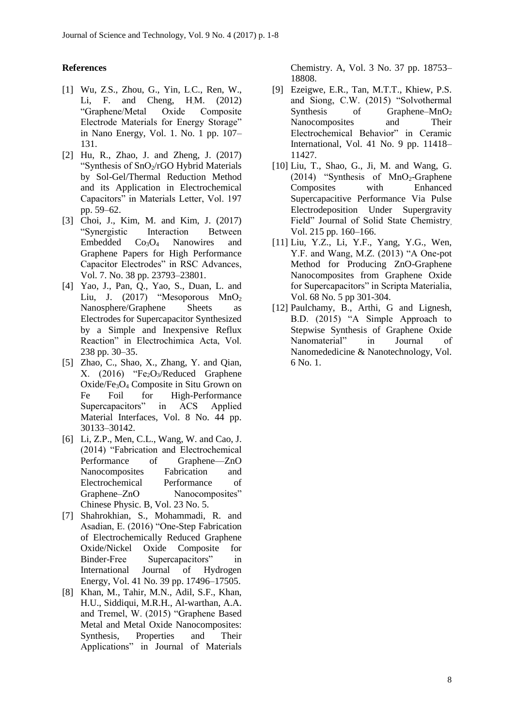## References

[1] Wu, Z.S., Zhou, G., Yin, L.C., Ren, W., Li, F. and Cheng, H.M. (2012) "Graphene/Metal Oxide Composite Electrode Materials for Energy Storage" in Nano Energy, Vol. 1. No. 1 pp. 107–131.

[2] Hu, R., Zhao, J. and Zheng, J. (2017) "Synthesis of $SnO_2$/rGO Hybrid Materials by Sol-Gel/Thermal Reduction Method and its Application in Electrochemical Capacitors" in Materials Letter, Vol. 197 pp. 59–62.

[3] Choi, J., Kim, M. and Kim, J. (2017) "Synergistic Interaction Between Embedded $Co_3O_4$ Nanowires and Graphene Papers for High Performance Capacitor Electrodes" in RSC Advances, Vol. 7. No. 38 pp. 23793–23801.

[4] Yao, J., Pan, Q., Yao, S., Duan, L. and Liu, J. (2017) "Mesoporous $MnO_2$ Nanosphere/Graphene Sheets as Electrodes for Supercapacitor Synthesized by a Simple and Inexpensive Reflux Reaction" in Electrochimica Acta, Vol. 238 pp. 30–35.

[5] Zhao, C., Shao, X., Zhang, Y. and Qian, X. (2016) "$Fe_2O_3$/Reduced Graphene Oxide/$Fe_3O_4$ Composite in Situ Grown on Fe Foil for High-Performance Supercapacitors" in ACS Applied Material Interfaces, Vol. 8 No. 44 pp. 30133–30142.

[6] Li, Z.P., Men, C.L., Wang, W. and Cao, J. (2014) "Fabrication and Electrochemical Performance of Graphene—ZnO Nanocomposites Fabrication and Electrochemical Performance of Graphene–ZnO Nanocomposites" Chinese Physic. B, Vol. 23 No. 5.

[7] Shahrokhian, S., Mohammadi, R. and Asadian, E. (2016) "One-Step Fabrication of Electrochemically Reduced Graphene Oxide/Nickel Oxide Composite for Binder-Free Supercapacitors" in International Journal of Hydrogen Energy, Vol. 41 No. 39 pp. 17496–17505.

[8] Khan, M., Tahir, M.N., Adil, S.F., Khan, H.U., Siddiqui, M.R.H., Al-warthan, A.A. and Tremel, W. (2015) "Graphene Based Metal and Metal Oxide Nanocomposites: Synthesis, Properties and Their Applications" in Journal of Materials Chemistry. A, Vol. 3 No. 37 pp. 18753–18808.

[9] Ezeigwe, E.R., Tan, M.T.T., Khiew, P.S. and Siong, C.W. (2015) "Solvothermal Synthesis of Graphene–$MnO_2$ Nanocomposites and Their Electrochemical Behavior" in Ceramic International, Vol. 41 No. 9 pp. 11418–11427.

[10] Liu, T., Shao, G., Ji, M. and Wang, G. (2014) "Synthesis of $MnO_2$-Graphene Composites with Enhanced Supercapacitive Performance Via Pulse Electrodeposition Under Supergravity Field" Journal of Solid State Chemistry, Vol. 215 pp. 160–166.

[11] Liu, Y.Z., Li, Y.F., Yang, Y.G., Wen, Y.F. and Wang, M.Z. (2013) "A One-pot Method for Producing ZnO-Graphene Nanocomposites from Graphene Oxide for Supercapacitors" in Scripta Materialia, Vol. 68 No. 5 pp 301-304.

[12] Paulchamy, B., Arthi, G and Lignesh, B.D. (2015) "A Simple Approach to Stepwise Synthesis of Graphene Oxide Nanomaterial" in Journal of Nanomededicine & Nanotechnology, Vol. 6 No. 1.